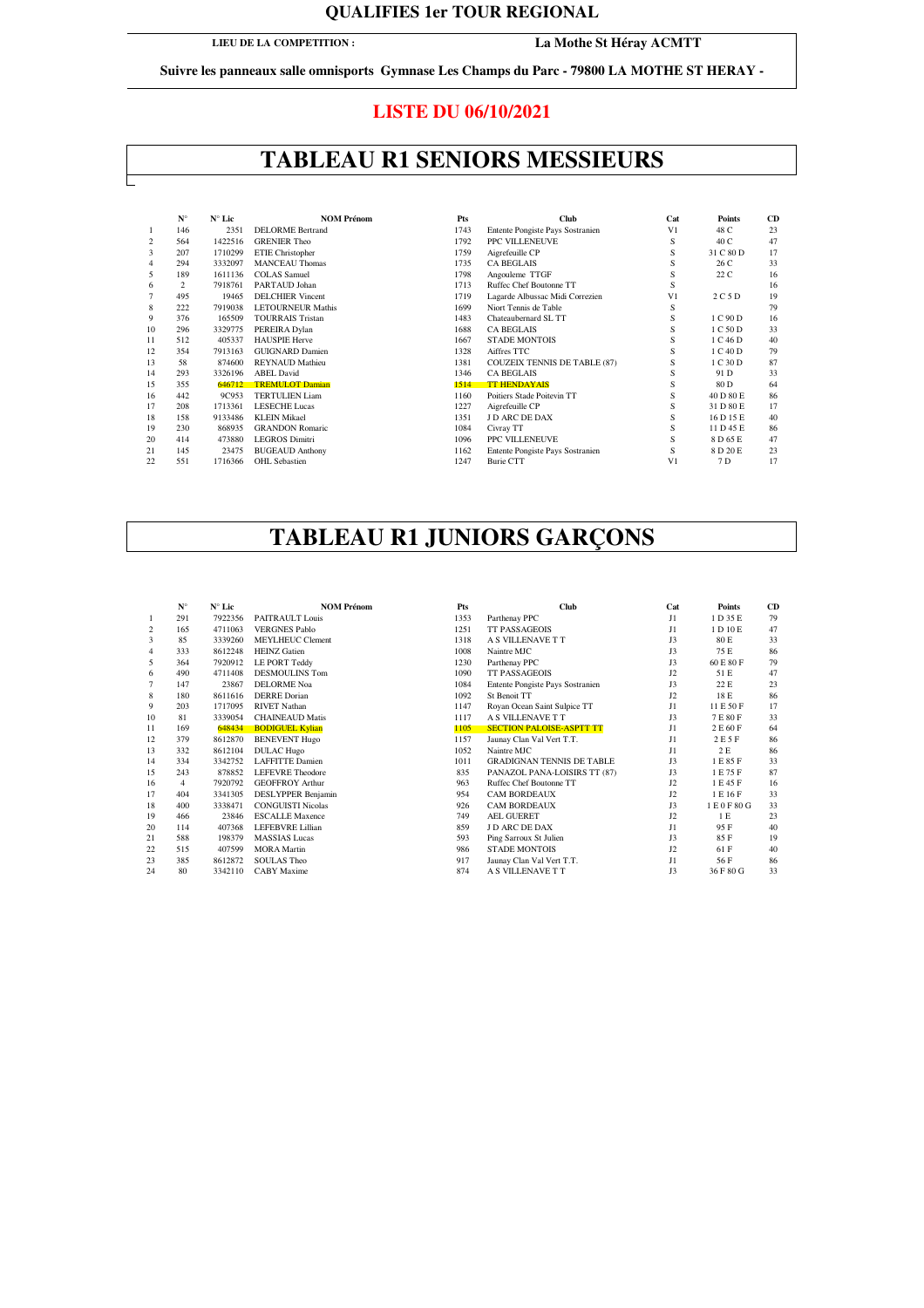**QUALIFIES 1er TOUR REGIONAL**

**LIEU DE LA COMPETITION :** **La Mothe St Héray ACMTT**

**Suivre les panneaux salle omnisports Gymnase Les Champs du Parc - 79800 LA MOTHE ST HERAY -**

## LISTE DU 06/10/2021

# TABLEAU R1 SENIORS MESSIEURS

| | N° | N° Lic | NOM Prénom | Pts | Club | Cat | Points | CD |
|---|---|---|---|---|---|---|---|---|
| 1 | 146 | 2351 | DELORME Bertrand | 1743 | Entente Pongiste Pays Sostranien | V1 | 48 C | 23 |
| 2 | 564 | 1422516 | GRENIER Theo | 1792 | PPC VILLENEUVE | S | 40 C | 47 |
| 3 | 207 | 1710299 | ETIE Christopher | 1759 | Aigrefeuille CP | S | 31 C 80 D | 17 |
| 4 | 294 | 3332097 | MANCEAU Thomas | 1735 | CA BEGLAIS | S | 26 C | 33 |
| 5 | 189 | 1611136 | COLAS Samuel | 1798 | Angouleme TTGF | S | 22 C | 16 |
| 6 | 2 | 7918761 | PARTAUD Johan | 1713 | Ruffec Chef Boutonne TT | S | | 16 |
| 7 | 495 | 19465 | DELCHIER Vincent | 1719 | Lagarde Albussac Midi Correzien | V1 | 2 C 5 D | 19 |
| 8 | 222 | 7919038 | LETOURNEUR Mathis | 1699 | Niort Tennis de Table | S | | 79 |
| 9 | 376 | 165509 | TOURRAIS Tristan | 1483 | Chateaubernard SL TT | S | 1 C 90 D | 16 |
| 10 | 296 | 3329775 | PEREIRA Dylan | 1688 | CA BEGLAIS | S | 1 C 50 D | 33 |
| 11 | 512 | 405337 | HAUSPIE Herve | 1667 | STADE MONTOIS | S | 1 C 46 D | 40 |
| 12 | 354 | 7913163 | GUIGNARD Damien | 1328 | Aiffres TTC | S | 1 C 40 D | 79 |
| 13 | 58 | 874600 | REYNAUD Mathieu | 1381 | COUZEIX TENNIS DE TABLE (87) | S | 1 C 30 D | 87 |
| 14 | 293 | 3326196 | ABEL David | 1346 | CA BEGLAIS | S | 91 D | 33 |
| 15 | 355 | 646712 | TREMULOT Damian | 1514 | TT HENDAYAIS | S | 80 D | 64 |
| 16 | 442 | 9C953 | TERTULIEN Liam | 1160 | Poitiers Stade Poitevin TT | S | 40 D 80 E | 86 |
| 17 | 208 | 1713361 | LESECHE Lucas | 1227 | Aigrefeuille CP | S | 31 D 80 E | 17 |
| 18 | 158 | 9133486 | KLEIN Mikael | 1351 | J D ARC DE DAX | S | 16 D 15 E | 40 |
| 19 | 230 | 868935 | GRANDON Romaric | 1084 | Civray TT | S | 11 D 45 E | 86 |
| 20 | 414 | 473880 | LEGROS Dimitri | 1096 | PPC VILLENEUVE | S | 8 D 65 E | 47 |
| 21 | 145 | 23475 | BUGEAUD Anthony | 1162 | Entente Pongiste Pays Sostranien | S | 8 D 20 E | 23 |
| 22 | 551 | 1716366 | OHL Sebastien | 1247 | Burie CTT | V1 | 7 D | 17 |

# TABLEAU R1 JUNIORS GARÇONS

| | N° | N° Lic | NOM Prénom | Pts | Club | Cat | Points | CD |
|---|---|---|---|---|---|---|---|---|
| 1 | 291 | 7922356 | PAITRAULT Louis | 1353 | Parthenay PPC | J1 | 1 D 35 E | 79 |
| 2 | 165 | 4711063 | VERGNES Pablo | 1251 | TT PASSAGEOIS | J1 | 1 D 10 E | 47 |
| 3 | 85 | 3339260 | MEYLHEUC Clement | 1318 | A S VILLENAVE T T | J3 | 80 E | 33 |
| 4 | 333 | 8612248 | HEINZ Gatien | 1008 | Naintre MJC | J3 | 75 E | 86 |
| 5 | 364 | 7920912 | LE PORT Teddy | 1230 | Parthenay PPC | J3 | 60 E 80 F | 79 |
| 6 | 490 | 4711408 | DESMOULINS Tom | 1090 | TT PASSAGEOIS | J2 | 51 E | 47 |
| 7 | 147 | 23867 | DELORME Noa | 1084 | Entente Pongiste Pays Sostranien | J3 | 22 E | 23 |
| 8 | 180 | 8611616 | DERRE Dorian | 1092 | St Benoit TT | J2 | 18 E | 86 |
| 9 | 203 | 1717095 | RIVET Nathan | 1147 | Royan Ocean Saint Sulpice TT | J1 | 11 E 50 F | 17 |
| 10 | 81 | 3339054 | CHAINEAUD Matis | 1117 | A S VILLENAVE T T | J3 | 7 E 80 F | 33 |
| 11 | 169 | 648434 | BODIGUEL Kylian | 1105 | SECTION PALOISE-ASPTT TT | J1 | 2 E 60 F | 64 |
| 12 | 379 | 8612870 | BENEVENT Hugo | 1157 | Jaunay Clan Val Vert T.T. | J1 | 2 E 5 F | 86 |
| 13 | 332 | 8612104 | DULAC Hugo | 1052 | Naintre MJC | J1 | 2 E | 86 |
| 14 | 334 | 3342752 | LAFFITTE Damien | 1011 | GRADIGNAN TENNIS DE TABLE | J3 | 1 E 85 F | 33 |
| 15 | 243 | 878852 | LEFEVRE Theodore | 835 | PANAZOL PANA-LOISIRS TT (87) | J3 | 1 E 75 F | 87 |
| 16 | 4 | 7920792 | GEOFFROY Arthur | 963 | Ruffec Chef Boutonne TT | J2 | 1 E 45 F | 16 |
| 17 | 404 | 3341305 | DESLYPPER Benjamin | 954 | CAM BORDEAUX | J2 | 1 E 16 F | 33 |
| 18 | 400 | 3338471 | CONGUISTI Nicolas | 926 | CAM BORDEAUX | J3 | 1 E 0 F 80 G | 33 |
| 19 | 466 | 23846 | ESCALLE Maxence | 749 | AEL GUERET | J2 | 1 E | 23 |
| 20 | 114 | 407368 | LEFEBVRE Lillian | 859 | J D ARC DE DAX | J1 | 95 F | 40 |
| 21 | 588 | 198379 | MASSIAS Lucas | 593 | Ping Sarroux St Julien | J3 | 85 F | 19 |
| 22 | 515 | 407599 | MORA Martin | 986 | STADE MONTOIS | J2 | 61 F | 40 |
| 23 | 385 | 8612872 | SOULAS Theo | 917 | Jaunay Clan Val Vert T.T. | J1 | 56 F | 86 |
| 24 | 80 | 3342110 | CABY Maxime | 874 | A S VILLENAVE T T | J3 | 36 F 80 G | 33 |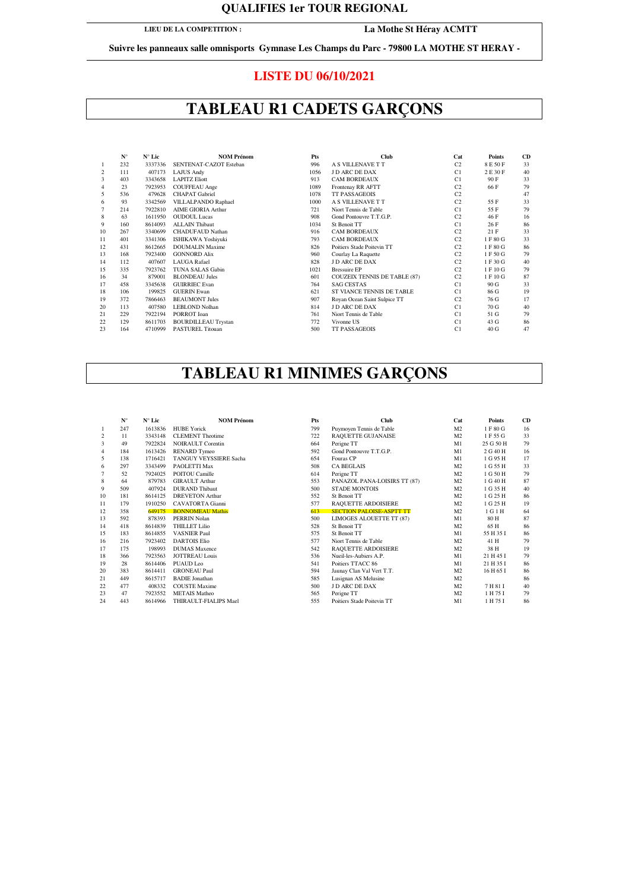## QUALIFIES 1er TOUR REGIONAL

**LIEU DE LA COMPETITION :** **La Mothe St Héray ACMTT**

**Suivre les panneaux salle omnisports Gymnase Les Champs du Parc - 79800 LA MOTHE ST HERAY -**

## LISTE DU 06/10/2021

# TABLEAU R1 CADETS GARÇONS

| | N° | N° Lic | NOM Prénom | Pts | Club | Cat | Points | CD |
|---|---|---|---|---|---|---|---|---|
| 1 | 232 | 3337336 | SENTENAT-CAZOT Esteban | 996 | A S VILLENAVE T T | C2 | 8 E 50 F | 33 |
| 2 | 111 | 407173 | LAJUS Andy | 1056 | J D ARC DE DAX | C1 | 2 E 30 F | 40 |
| 3 | 403 | 3343658 | LAPITZ Eliott | 913 | CAM BORDEAUX | C1 | 90 F | 33 |
| 4 | 23 | 7923953 | COUFFEAU Ange | 1089 | Frontenay RR AFTT | C2 | 66 F | 79 |
| 5 | 536 | 479628 | CHAPAT Gabriel | 1078 | TT PASSAGEOIS | C2 | | 47 |
| 6 | 93 | 3342569 | VILLALPANDO Raphael | 1000 | A S VILLENAVE T T | C2 | 55 F | 33 |
| 7 | 214 | 7922810 | AIME GIORIA Arthur | 721 | Niort Tennis de Table | C1 | 55 F | 79 |
| 8 | 63 | 1611950 | OUDOUL Lucas | 908 | Gond Pontouvre T.T.G.P. | C2 | 46 F | 16 |
| 9 | 160 | 8614093 | ALLAIN Thibaut | 1034 | St Benoit TT | C1 | 26 F | 86 |
| 10 | 267 | 3340699 | CHADUFAUD Nathan | 916 | CAM BORDEAUX | C2 | 21 F | 33 |
| 11 | 401 | 3341306 | ISHIKAWA Yoshiyuki | 793 | CAM BORDEAUX | C2 | 1 F 80 G | 33 |
| 12 | 431 | 8612665 | DOUMALIN Maxime | 826 | Poitiers Stade Poitevin TT | C2 | 1 F 80 G | 86 |
| 13 | 168 | 7923400 | GONNORD Alix | 960 | Courlay La Raquette | C2 | 1 F 50 G | 79 |
| 14 | 112 | 407607 | LAUGA Rafael | 828 | J D ARC DE DAX | C2 | 1 F 30 G | 40 |
| 15 | 335 | 7923762 | TUNA SALAS Gabin | 1021 | Bressuire EP | C2 | 1 F 10 G | 79 |
| 16 | 34 | 879001 | BLONDEAU Jules | 601 | COUZEIX TENNIS DE TABLE (87) | C2 | 1 F 10 G | 87 |
| 17 | 458 | 3345638 | GUIRRIEC Evan | 764 | SAG CESTAS | C1 | 90 G | 33 |
| 18 | 106 | 199825 | GUERIN Ewan | 621 | ST VIANCE TENNIS DE TABLE | C1 | 86 G | 19 |
| 19 | 372 | 7866463 | BEAUMONT Jules | 907 | Royan Ocean Saint Sulpice TT | C2 | 76 G | 17 |
| 20 | 113 | 407580 | LEBLOND Nolhan | 814 | J D ARC DE DAX | C1 | 70 G | 40 |
| 21 | 229 | 7922194 | PORROT Ioan | 761 | Niort Tennis de Table | C1 | 51 G | 79 |
| 22 | 129 | 8611703 | BOURDILLEAU Trystan | 772 | Vivonne US | C1 | 43 G | 86 |
| 23 | 164 | 4710999 | PASTUREL Titouan | 500 | TT PASSAGEOIS | C1 | 40 G | 47 |

# TABLEAU R1 MINIMES GARÇONS

| | N° | N° Lic | NOM Prénom | Pts | Club | Cat | Points | CD |
|---|---|---|---|---|---|---|---|---|
| 1 | 247 | 1613836 | HUBE Yorick | 799 | Puymoyen Tennis de Table | M2 | 1 F 80 G | 16 |
| 2 | 11 | 3343148 | CLEMENT Theotime | 722 | RAQUETTE GUJANAISE | M2 | 1 F 55 G | 33 |
| 3 | 49 | 7922824 | NOIRAULT Corentin | 664 | Perigne TT | M1 | 25 G 50 H | 79 |
| 4 | 184 | 1613426 | RENARD Tymeo | 592 | Gond Pontouvre T.T.G.P. | M1 | 2 G 40 H | 16 |
| 5 | 138 | 1716421 | TANGUY VEYSSIERE Sacha | 654 | Fouras CP | M1 | 1 G 95 H | 17 |
| 6 | 297 | 3343499 | PAOLETTI Max | 508 | CA BEGLAIS | M2 | 1 G 55 H | 33 |
| 7 | 52 | 7924025 | POITOU Camille | 614 | Perigne TT | M2 | 1 G 50 H | 79 |
| 8 | 64 | 879783 | GIRAULT Arthur | 553 | PANAZOL PANA-LOISIRS TT (87) | M2 | 1 G 40 H | 87 |
| 9 | 509 | 407924 | DURAND Thibaut | 500 | STADE MONTOIS | M2 | 1 G 35 H | 40 |
| 10 | 181 | 8614125 | DREVETON Arthur | 552 | St Benoit TT | M2 | 1 G 25 H | 86 |
| 11 | 179 | 1910250 | CAVATORTA Gianni | 577 | RAQUETTE ARDOISIERE | M2 | 1 G 25 H | 19 |
| 12 | 358 | 649175 | BONNOMEAU Mathis | 613 | SECTION PALOISE-ASPTT TT | M2 | 1 G 1 H | 64 |
| 13 | 592 | 878393 | PERRIN Nolan | 500 | LIMOGES ALOUETTE TT (87) | M1 | 80 H | 87 |
| 14 | 418 | 8614839 | THILLET Lilio | 528 | St Benoit TT | M2 | 65 H | 86 |
| 15 | 183 | 8614855 | VASNIER Paul | 575 | St Benoit TT | M1 | 55 H 35 I | 86 |
| 16 | 216 | 7923407 | DARTOIS Elio | 577 | Niort Tennis de Table | M2 | 41 H | 79 |
| 17 | 175 | 198993 | DUMAS Maxence | 542 | RAQUETTE ARDOISIERE | M2 | 38 H | 19 |
| 18 | 366 | 7923563 | JOTTREAU Louis | 536 | Nueil-les-Aubiers A.P. | M1 | 21 H 45 I | 79 |
| 19 | 28 | 8614406 | PUAUD Leo | 541 | Poitiers TTACC 86 | M1 | 21 H 35 I | 86 |
| 20 | 383 | 8614411 | GRONEAU Paul | 594 | Jaunay Clan Val Vert T.T. | M2 | 16 H 65 I | 86 |
| 21 | 449 | 8615717 | BADIE Jonathan | 585 | Lusignan AS Melusine | M2 | | 86 |
| 22 | 477 | 408332 | COUSTE Maxime | 500 | J D ARC DE DAX | M2 | 7 H 81 I | 40 |
| 23 | 47 | 7923552 | METAIS Matheo | 565 | Perigne TT | M2 | 1 H 75 I | 79 |
| 24 | 443 | 8614966 | THIRAULT-FIALIPS Mael | 555 | Poitiers Stade Poitevin TT | M1 | 1 H 75 I | 86 |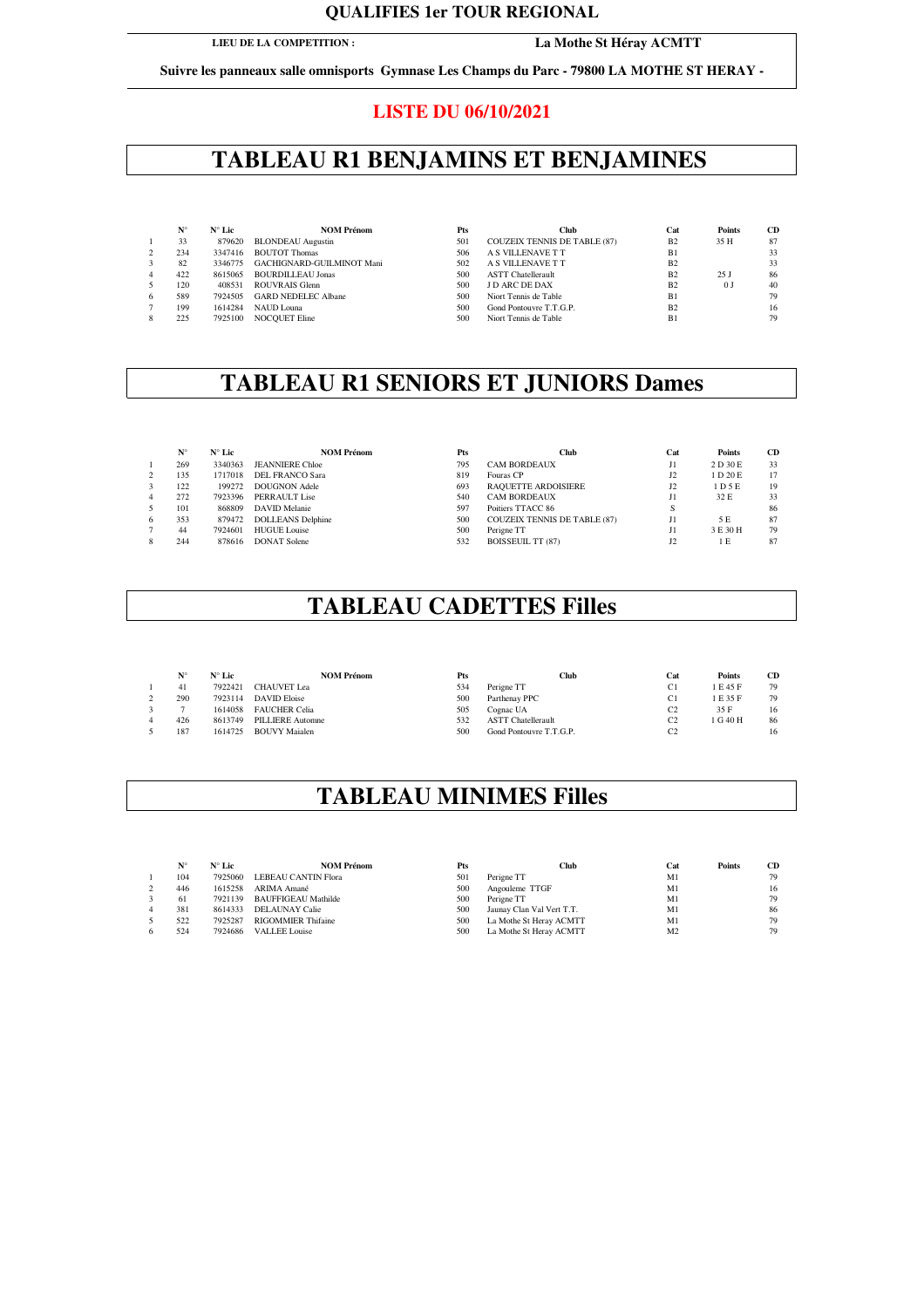**QUALIFIES 1er TOUR REGIONAL**

**LIEU DE LA COMPETITION :** **La Mothe St Héray ACMTT**

**Suivre les panneaux salle omnisports Gymnase Les Champs du Parc - 79800 LA MOTHE ST HERAY -**

**LISTE DU 06/10/2021**

# TABLEAU R1 BENJAMINS ET BENJAMINES

| | N° | N° Lic | NOM Prénom | Pts | Club | Cat | Points | CD |
|---|---|---|---|---|---|---|---|---|
| 1 | 33 | 879620 | BLONDEAU Augustin | 501 | COUZEIX TENNIS DE TABLE (87) | B2 | 35 H | 87 |
| 2 | 234 | 3347416 | BOUTOT Thomas | 506 | A S VILLENAVE T T | B1 | | 33 |
| 3 | 82 | 3346775 | GACHIGNARD-GUILMINOT Mani | 502 | A S VILLENAVE T T | B2 | | 33 |
| 4 | 422 | 8615065 | BOURDILLEAU Jonas | 500 | ASTT Chatellerault | B2 | 25 J | 86 |
| 5 | 120 | 408531 | ROUVRAIS Glenn | 500 | J D ARC DE DAX | B2 | 0 J | 40 |
| 6 | 589 | 7924505 | GARD NEDELEC Albane | 500 | Niort Tennis de Table | B1 | | 79 |
| 7 | 199 | 1614284 | NAUD Louna | 500 | Gond Pontouvre T.T.G.P. | B2 | | 16 |
| 8 | 225 | 7925100 | NOCQUET Eline | 500 | Niort Tennis de Table | B1 | | 79 |

# TABLEAU R1 SENIORS ET JUNIORS Dames

| | N° | N° Lic | NOM Prénom | Pts | Club | Cat | Points | CD |
|---|---|---|---|---|---|---|---|---|
| 1 | 269 | 3340363 | JEANNIERE Chloe | 795 | CAM BORDEAUX | J1 | 2 D 30 E | 33 |
| 2 | 135 | 1717018 | DEL FRANCO Sara | 819 | Fouras CP | J2 | 1 D 20 E | 17 |
| 3 | 122 | 199272 | DOUGNON Adele | 693 | RAQUETTE ARDOISIERE | J2 | 1 D 5 E | 19 |
| 4 | 272 | 7923396 | PERRAULT Lise | 540 | CAM BORDEAUX | J1 | 32 E | 33 |
| 5 | 101 | 868809 | DAVID Melanie | 597 | Poitiers TTACC 86 | S | | 86 |
| 6 | 353 | 879472 | DOLLEANS Delphine | 500 | COUZEIX TENNIS DE TABLE (87) | J1 | 5 E | 87 |
| 7 | 44 | 7924601 | HUGUE Louise | 500 | Perigne TT | J1 | 3 E 30 H | 79 |
| 8 | 244 | 878616 | DONAT Solene | 532 | BOISSEUIL TT (87) | J2 | 1 E | 87 |

# TABLEAU CADETTES Filles

| | N° | N° Lic | NOM Prénom | Pts | Club | Cat | Points | CD |
|---|---|---|---|---|---|---|---|---|
| 1 | 41 | 7922421 | CHAUVET Lea | 534 | Perigne TT | C1 | 1 E 45 F | 79 |
| 2 | 290 | 7923114 | DAVID Eloise | 500 | Parthenay PPC | C1 | 1 E 35 F | 79 |
| 3 | 7 | 1614058 | FAUCHER Celia | 505 | Cognac UA | C2 | 35 F | 16 |
| 4 | 426 | 8613749 | PILLIERE Autonne | 532 | ASTT Chatellerault | C2 | 1 G 40 H | 86 |
| 5 | 187 | 1614725 | BOUVY Maialen | 500 | Gond Pontouvre T.T.G.P. | C2 | | 16 |

# TABLEAU MINIMES Filles

| | N° | N° Lic | NOM Prénom | Pts | Club | Cat | Points | CD |
|---|---|---|---|---|---|---|---|---|
| 1 | 104 | 7925060 | LEBEAU CANTIN Flora | 501 | Perigne TT | M1 | | 79 |
| 2 | 446 | 1615258 | ARIMA Amané | 500 | Angouleme TTGF | M1 | | 16 |
| 3 | 61 | 7921139 | BAUFFIGEAU Mathilde | 500 | Perigne TT | M1 | | 79 |
| 4 | 381 | 8614333 | DELAUNAY Calie | 500 | Jaunay Clan Val Vert T.T. | M1 | | 86 |
| 5 | 522 | 7925287 | RIGOMMIER Thifaine | 500 | La Mothe St Heray ACMTT | M1 | | 79 |
| 6 | 524 | 7924686 | VALLEE Louise | 500 | La Mothe St Heray ACMTT | M2 | | 79 |